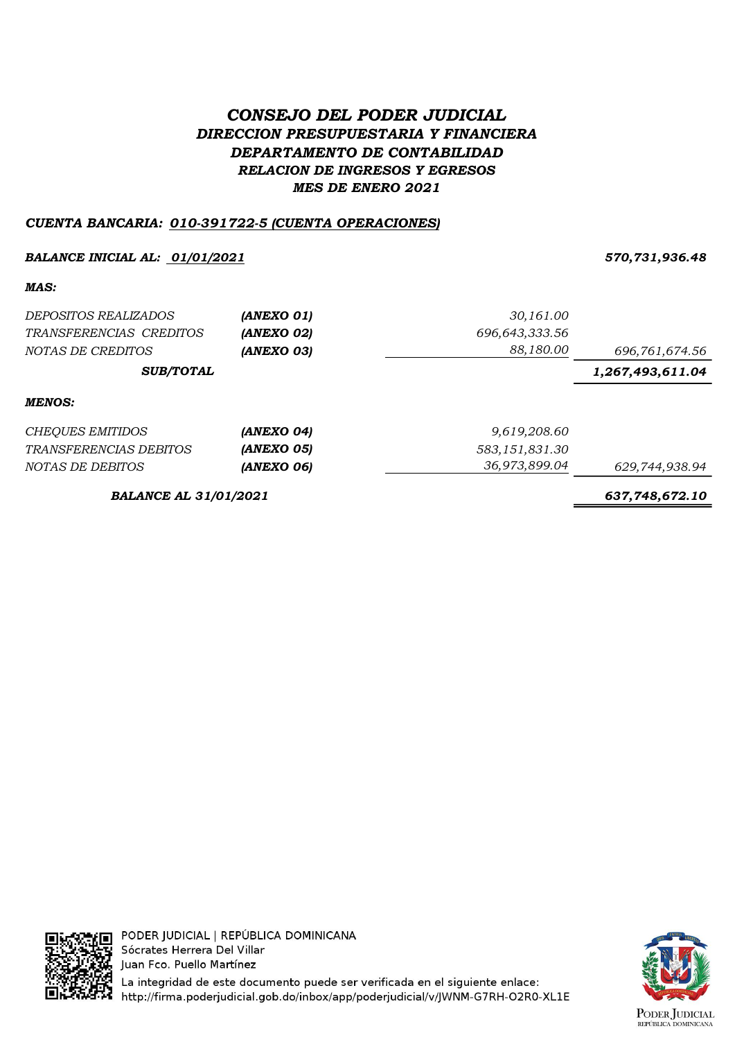# CONSEJO DEL PODER JUDICIAL

## DIRECCION PRESUPUESTARIA Y FINANCIERA

### DEPARTAMENTO DE CONTABILIDAD

### RELACION DE INGRESOS Y EGRESOS

### MES DE ENERO 2021

***CUENTA BANCARIA: 010-391722-5 (CUENTA OPERACIONES)***

| | | | |
|---|---|---|---|
| ***BALANCE INICIAL AL: 01/01/2021*** | | | ***570,731,936.48*** |
| ***MAS:*** | | | |
| *DEPOSITOS REALIZADOS* | ***(ANEXO 01)*** | *30,161.00* | |
| *TRANSFERENCIAS CREDITOS* | ***(ANEXO 02)*** | *696,643,333.56* | |
| *NOTAS DE CREDITOS* | ***(ANEXO 03)*** | *88,180.00* | *696,761,674.56* |
| ***SUB/TOTAL*** | | | ***1,267,493,611.04*** |
| ***MENOS:*** | | | |
| *CHEQUES EMITIDOS* | ***(ANEXO 04)*** | *9,619,208.60* | |
| *TRANSFERENCIAS DEBITOS* | ***(ANEXO 05)*** | *583,151,831.30* | |
| *NOTAS DE DEBITOS* | ***(ANEXO 06)*** | *36,973,899.04* | *629,744,938.94* |
| ***BALANCE AL 31/01/2021*** | | | ***637,748,672.10*** |

PODER JUDICIAL | REPÚBLICA DOMINICANA
Sócrates Herrera Del Villar
Juan Fco. Puello Martínez
La integridad de este documento puede ser verificada en el siguiente enlace:
http://firma.poderjudicial.gob.do/inbox/app/poderjudicial/v/JWNM-G7RH-O2R0-XL1E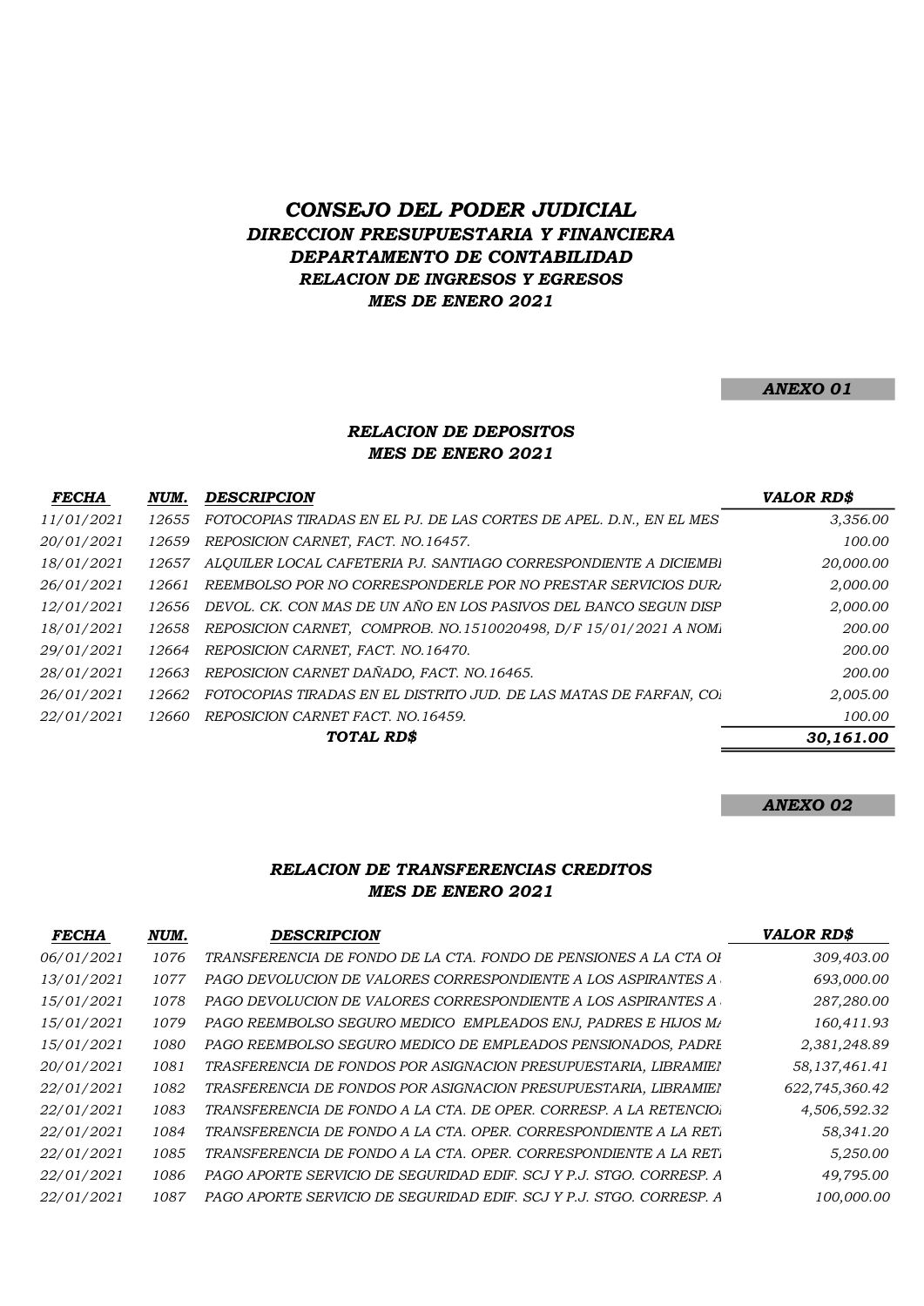# *CONSEJO DEL PODER JUDICIAL*

### *DIRECCION PRESUPUESTARIA Y FINANCIERA*
### *DEPARTAMENTO DE CONTABILIDAD*
### *RELACION DE INGRESOS Y EGRESOS*
### *MES DE ENERO 2021*

***ANEXO 01***

### *RELACION DE DEPOSITOS*
### *MES DE ENERO 2021*

| *FECHA* | *NUM.* | *DESCRIPCION* | *VALOR RD$* |
|---|---|---|---|
| *11/01/2021* | *12655* | *FOTOCOPIAS TIRADAS EN EL PJ. DE LAS CORTES DE APEL. D.N., EN EL MES* | *3,356.00* |
| *20/01/2021* | *12659* | *REPOSICION CARNET, FACT. NO.16457.* | *100.00* |
| *18/01/2021* | *12657* | *ALQUILER LOCAL CAFETERIA PJ. SANTIAGO CORRESPONDIENTE A DICIEMBI* | *20,000.00* |
| *26/01/2021* | *12661* | *REEMBOLSO POR NO CORRESPONDERLE POR NO PRESTAR SERVICIOS DURA* | *2,000.00* |
| *12/01/2021* | *12656* | *DEVOL. CK. CON MAS DE UN AÑO EN LOS PASIVOS DEL BANCO SEGUN DISP* | *2,000.00* |
| *18/01/2021* | *12658* | *REPOSICION CARNET, COMPROB. NO.1510020498, D/F 15/01/2021 A NOMI* | *200.00* |
| *29/01/2021* | *12664* | *REPOSICION CARNET, FACT. NO.16470.* | *200.00* |
| *28/01/2021* | *12663* | *REPOSICION CARNET DAÑADO, FACT. NO.16465.* | *200.00* |
| *26/01/2021* | *12662* | *FOTOCOPIAS TIRADAS EN EL DISTRITO JUD. DE LAS MATAS DE FARFAN, COI* | *2,005.00* |
| *22/01/2021* | *12660* | *REPOSICION CARNET FACT. NO.16459.* | *100.00* |
| | | ***TOTAL RD$*** | ***30,161.00*** |

***ANEXO 02***

### *RELACION DE TRANSFERENCIAS CREDITOS*
### *MES DE ENERO 2021*

| *FECHA* | *NUM.* | *DESCRIPCION* | *VALOR RD$* |
|---|---|---|---|
| *06/01/2021* | *1076* | *TRANSFERENCIA DE FONDO DE LA CTA. FONDO DE PENSIONES A LA CTA OI* | *309,403.00* |
| *13/01/2021* | *1077* | *PAGO DEVOLUCION DE VALORES CORRESPONDIENTE A LOS ASPIRANTES A* | *693,000.00* |
| *15/01/2021* | *1078* | *PAGO DEVOLUCION DE VALORES CORRESPONDIENTE A LOS ASPIRANTES A* | *287,280.00* |
| *15/01/2021* | *1079* | *PAGO REEMBOLSO SEGURO MEDICO EMPLEADOS ENJ, PADRES E HIJOS MA* | *160,411.93* |
| *15/01/2021* | *1080* | *PAGO REEMBOLSO SEGURO MEDICO DE EMPLEADOS PENSIONADOS, PADRE* | *2,381,248.89* |
| *20/01/2021* | *1081* | *TRASFERENCIA DE FONDOS POR ASIGNACION PRESUPUESTARIA, LIBRAMIEI* | *58,137,461.41* |
| *22/01/2021* | *1082* | *TRASFERENCIA DE FONDOS POR ASIGNACION PRESUPUESTARIA, LIBRAMIEI* | *622,745,360.42* |
| *22/01/2021* | *1083* | *TRANSFERENCIA DE FONDO A LA CTA. DE OPER. CORRESP. A LA RETENCIOI* | *4,506,592.32* |
| *22/01/2021* | *1084* | *TRANSFERENCIA DE FONDO A LA CTA. OPER. CORRESPONDIENTE A LA RETI* | *58,341.20* |
| *22/01/2021* | *1085* | *TRANSFERENCIA DE FONDO A LA CTA. OPER. CORRESPONDIENTE A LA RETI* | *5,250.00* |
| *22/01/2021* | *1086* | *PAGO APORTE SERVICIO DE SEGURIDAD EDIF. SCJ Y P.J. STGO. CORRESP. A* | *49,795.00* |
| *22/01/2021* | *1087* | *PAGO APORTE SERVICIO DE SEGURIDAD EDIF. SCJ Y P.J. STGO. CORRESP. A* | *100,000.00* |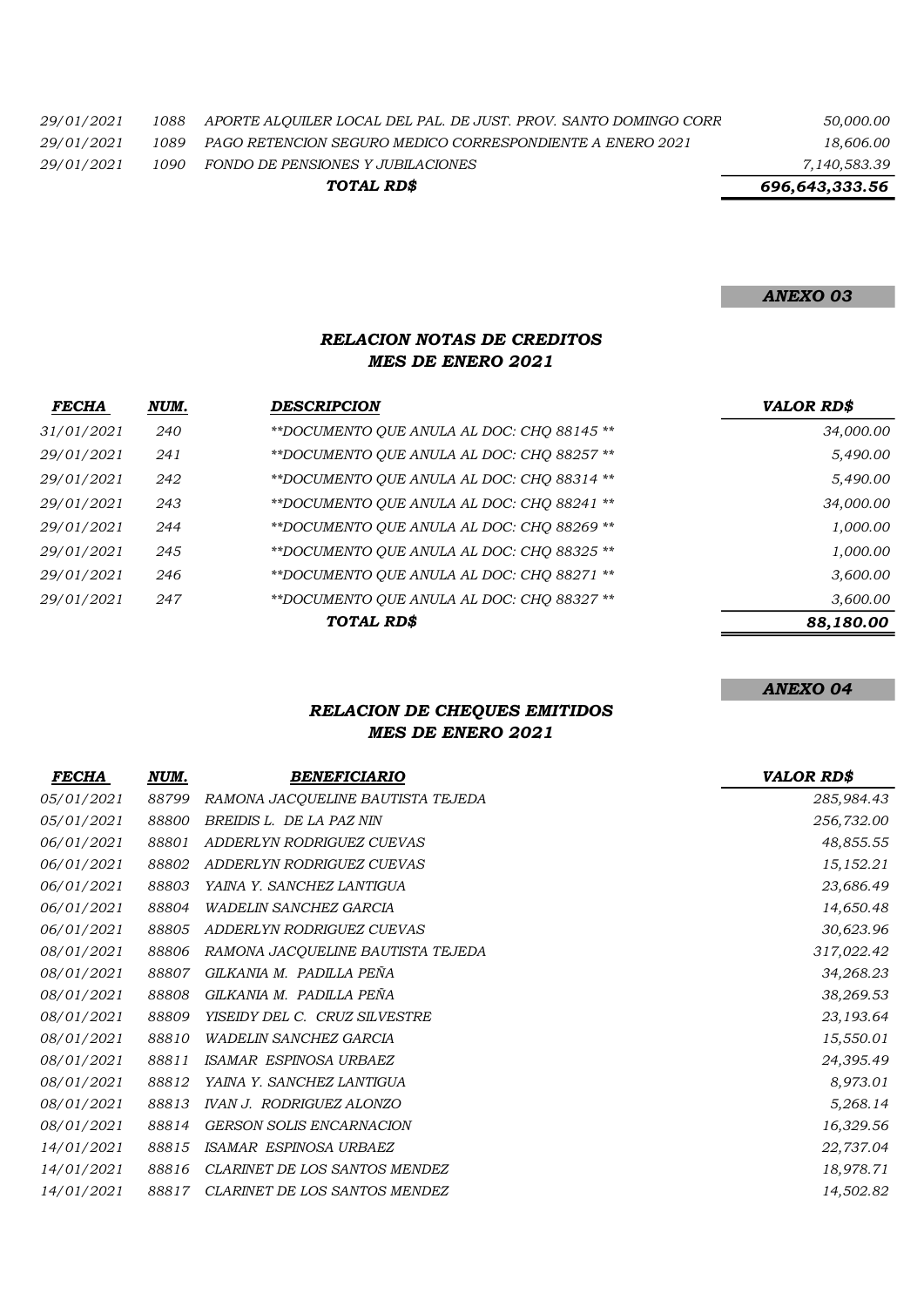| | | | |
|---|---|---|---|
| 29/01/2021 | 1088 | APORTE ALQUILER LOCAL DEL PAL. DE JUST. PROV. SANTO DOMINGO CORR | 50,000.00 |
| 29/01/2021 | 1089 | PAGO RETENCION SEGURO MEDICO CORRESPONDIENTE A ENERO 2021 | 18,606.00 |
| 29/01/2021 | 1090 | FONDO DE PENSIONES Y JUBILACIONES | 7,140,583.39 |
| | | **TOTAL RD$** | **696,643,333.56** |

**ANEXO 03**

## RELACION NOTAS DE CREDITOS
## MES DE ENERO 2021

| FECHA | NUM. | DESCRIPCION | VALOR RD$ |
|---|---|---|---|
| 31/01/2021 | 240 | **DOCUMENTO QUE ANULA AL DOC: CHQ 88145 ** | 34,000.00 |
| 29/01/2021 | 241 | **DOCUMENTO QUE ANULA AL DOC: CHQ 88257 ** | 5,490.00 |
| 29/01/2021 | 242 | **DOCUMENTO QUE ANULA AL DOC: CHQ 88314 ** | 5,490.00 |
| 29/01/2021 | 243 | **DOCUMENTO QUE ANULA AL DOC: CHQ 88241 ** | 34,000.00 |
| 29/01/2021 | 244 | **DOCUMENTO QUE ANULA AL DOC: CHQ 88269 ** | 1,000.00 |
| 29/01/2021 | 245 | **DOCUMENTO QUE ANULA AL DOC: CHQ 88325 ** | 1,000.00 |
| 29/01/2021 | 246 | **DOCUMENTO QUE ANULA AL DOC: CHQ 88271 ** | 3,600.00 |
| 29/01/2021 | 247 | **DOCUMENTO QUE ANULA AL DOC: CHQ 88327 ** | 3,600.00 |
| | | **TOTAL RD$** | **88,180.00** |

**ANEXO 04**

## RELACION DE CHEQUES EMITIDOS
## MES DE ENERO 2021

| FECHA | NUM. | BENEFICIARIO | VALOR RD$ |
|---|---|---|---|
| 05/01/2021 | 88799 | RAMONA JACQUELINE BAUTISTA TEJEDA | 285,984.43 |
| 05/01/2021 | 88800 | BREIDIS L. DE LA PAZ NIN | 256,732.00 |
| 06/01/2021 | 88801 | ADDERLYN RODRIGUEZ CUEVAS | 48,855.55 |
| 06/01/2021 | 88802 | ADDERLYN RODRIGUEZ CUEVAS | 15,152.21 |
| 06/01/2021 | 88803 | YAINA Y. SANCHEZ LANTIGUA | 23,686.49 |
| 06/01/2021 | 88804 | WADELIN SANCHEZ GARCIA | 14,650.48 |
| 06/01/2021 | 88805 | ADDERLYN RODRIGUEZ CUEVAS | 30,623.96 |
| 08/01/2021 | 88806 | RAMONA JACQUELINE BAUTISTA TEJEDA | 317,022.42 |
| 08/01/2021 | 88807 | GILKANIA M. PADILLA PEÑA | 34,268.23 |
| 08/01/2021 | 88808 | GILKANIA M. PADILLA PEÑA | 38,269.53 |
| 08/01/2021 | 88809 | YISEIDY DEL C. CRUZ SILVESTRE | 23,193.64 |
| 08/01/2021 | 88810 | WADELIN SANCHEZ GARCIA | 15,550.01 |
| 08/01/2021 | 88811 | ISAMAR ESPINOSA URBAEZ | 24,395.49 |
| 08/01/2021 | 88812 | YAINA Y. SANCHEZ LANTIGUA | 8,973.01 |
| 08/01/2021 | 88813 | IVAN J. RODRIGUEZ ALONZO | 5,268.14 |
| 08/01/2021 | 88814 | GERSON SOLIS ENCARNACION | 16,329.56 |
| 14/01/2021 | 88815 | ISAMAR ESPINOSA URBAEZ | 22,737.04 |
| 14/01/2021 | 88816 | CLARINET DE LOS SANTOS MENDEZ | 18,978.71 |
| 14/01/2021 | 88817 | CLARINET DE LOS SANTOS MENDEZ | 14,502.82 |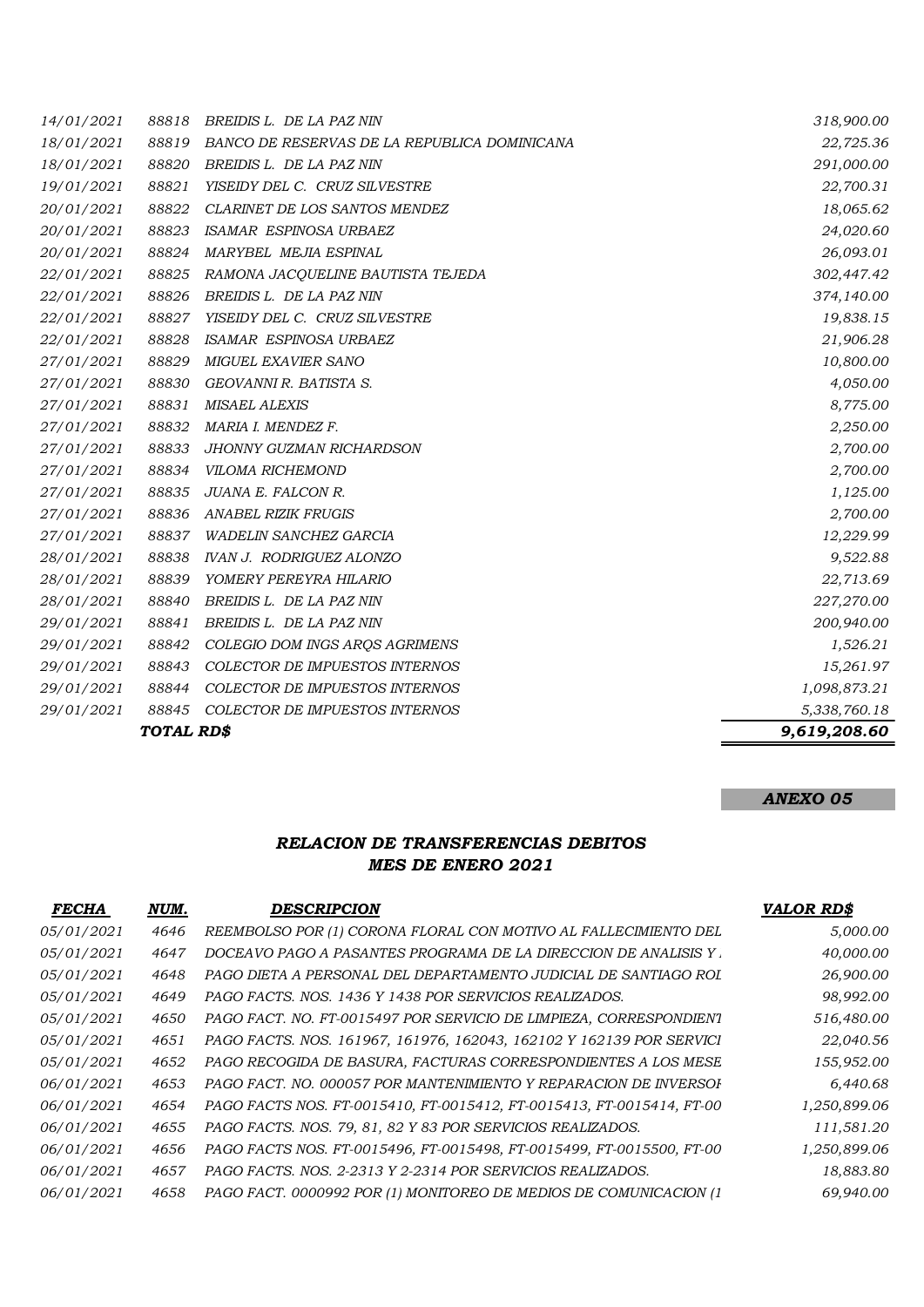| | | | |
|---|---|---|---|
| *14/01/2021* | *88818* | *BREIDIS L. DE LA PAZ NIN* | *318,900.00* |
| *18/01/2021* | *88819* | *BANCO DE RESERVAS DE LA REPUBLICA DOMINICANA* | *22,725.36* |
| *18/01/2021* | *88820* | *BREIDIS L. DE LA PAZ NIN* | *291,000.00* |
| *19/01/2021* | *88821* | *YISEIDY DEL C. CRUZ SILVESTRE* | *22,700.31* |
| *20/01/2021* | *88822* | *CLARINET DE LOS SANTOS MENDEZ* | *18,065.62* |
| *20/01/2021* | *88823* | *ISAMAR ESPINOSA URBAEZ* | *24,020.60* |
| *20/01/2021* | *88824* | *MARYBEL MEJIA ESPINAL* | *26,093.01* |
| *22/01/2021* | *88825* | *RAMONA JACQUELINE BAUTISTA TEJEDA* | *302,447.42* |
| *22/01/2021* | *88826* | *BREIDIS L. DE LA PAZ NIN* | *374,140.00* |
| *22/01/2021* | *88827* | *YISEIDY DEL C. CRUZ SILVESTRE* | *19,838.15* |
| *22/01/2021* | *88828* | *ISAMAR ESPINOSA URBAEZ* | *21,906.28* |
| *27/01/2021* | *88829* | *MIGUEL EXAVIER SANO* | *10,800.00* |
| *27/01/2021* | *88830* | *GEOVANNI R. BATISTA S.* | *4,050.00* |
| *27/01/2021* | *88831* | *MISAEL ALEXIS* | *8,775.00* |
| *27/01/2021* | *88832* | *MARIA I. MENDEZ F.* | *2,250.00* |
| *27/01/2021* | *88833* | *JHONNY GUZMAN RICHARDSON* | *2,700.00* |
| *27/01/2021* | *88834* | *VILOMA RICHEMOND* | *2,700.00* |
| *27/01/2021* | *88835* | *JUANA E. FALCON R.* | *1,125.00* |
| *27/01/2021* | *88836* | *ANABEL RIZIK FRUGIS* | *2,700.00* |
| *27/01/2021* | *88837* | *WADELIN SANCHEZ GARCIA* | *12,229.99* |
| *28/01/2021* | *88838* | *IVAN J. RODRIGUEZ ALONZO* | *9,522.88* |
| *28/01/2021* | *88839* | *YOMERY PEREYRA HILARIO* | *22,713.69* |
| *28/01/2021* | *88840* | *BREIDIS L. DE LA PAZ NIN* | *227,270.00* |
| *29/01/2021* | *88841* | *BREIDIS L. DE LA PAZ NIN* | *200,940.00* |
| *29/01/2021* | *88842* | *COLEGIO DOM INGS ARQS AGRIMENS* | *1,526.21* |
| *29/01/2021* | *88843* | *COLECTOR DE IMPUESTOS INTERNOS* | *15,261.97* |
| *29/01/2021* | *88844* | *COLECTOR DE IMPUESTOS INTERNOS* | *1,098,873.21* |
| *29/01/2021* | *88845* | *COLECTOR DE IMPUESTOS INTERNOS* | *5,338,760.18* |
| | ***TOTAL RD$*** | | ***9,619,208.60*** |

***ANEXO 05***

## *RELACION DE TRANSFERENCIAS DEBITOS*
## *MES DE ENERO 2021*

| *FECHA* | *NUM.* | *DESCRIPCION* | *VALOR RD$* |
|---|---|---|---|
| *05/01/2021* | *4646* | *REEMBOLSO POR (1) CORONA FLORAL CON MOTIVO AL FALLECIMIENTO DEL* | *5,000.00* |
| *05/01/2021* | *4647* | *DOCEAVO PAGO A PASANTES PROGRAMA DE LA DIRECCION DE ANALISIS Y* | *40,000.00* |
| *05/01/2021* | *4648* | *PAGO DIETA A PERSONAL DEL DEPARTAMENTO JUDICIAL DE SANTIAGO ROL* | *26,900.00* |
| *05/01/2021* | *4649* | *PAGO FACTS. NOS. 1436 Y 1438 POR SERVICIOS REALIZADOS.* | *98,992.00* |
| *05/01/2021* | *4650* | *PAGO FACT. NO. FT-0015497 POR SERVICIO DE LIMPIEZA, CORRESPONDIENT* | *516,480.00* |
| *05/01/2021* | *4651* | *PAGO FACTS. NOS. 161967, 161976, 162043, 162102 Y 162139 POR SERVICI* | *22,040.56* |
| *05/01/2021* | *4652* | *PAGO RECOGIDA DE BASURA, FACTURAS CORRESPONDIENTES A LOS MESE* | *155,952.00* |
| *06/01/2021* | *4653* | *PAGO FACT. NO. 000057 POR MANTENIMIENTO Y REPARACION DE INVERSOF* | *6,440.68* |
| *06/01/2021* | *4654* | *PAGO FACTS NOS. FT-0015410, FT-0015412, FT-0015413, FT-0015414, FT-00* | *1,250,899.06* |
| *06/01/2021* | *4655* | *PAGO FACTS. NOS. 79, 81, 82 Y 83 POR SERVICIOS REALIZADOS.* | *111,581.20* |
| *06/01/2021* | *4656* | *PAGO FACTS NOS. FT-0015496, FT-0015498, FT-0015499, FT-0015500, FT-00* | *1,250,899.06* |
| *06/01/2021* | *4657* | *PAGO FACTS. NOS. 2-2313 Y 2-2314 POR SERVICIOS REALIZADOS.* | *18,883.80* |
| *06/01/2021* | *4658* | *PAGO FACT. 0000992 POR (1) MONITOREO DE MEDIOS DE COMUNICACION (1* | *69,940.00* |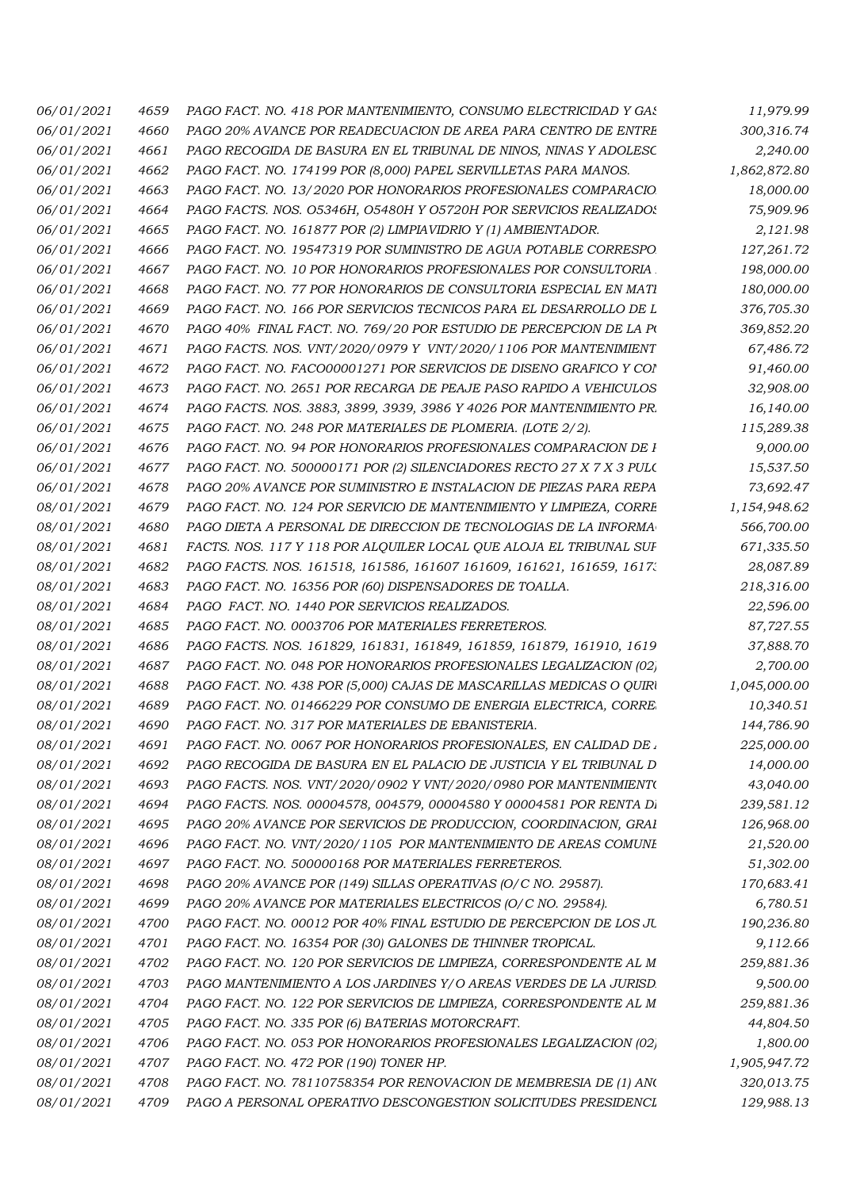| | | | |
|---|---|---|---|
| 06/01/2021 | 4659 | PAGO FACT. NO. 418 POR MANTENIMIENTO, CONSUMO ELECTRICIDAD Y GAS | 11,979.99 |
| 06/01/2021 | 4660 | PAGO 20% AVANCE POR READECUACION DE AREA PARA CENTRO DE ENTRE | 300,316.74 |
| 06/01/2021 | 4661 | PAGO RECOGIDA DE BASURA EN EL TRIBUNAL DE NINOS, NINAS Y ADOLESC | 2,240.00 |
| 06/01/2021 | 4662 | PAGO FACT. NO. 174199 POR (8,000) PAPEL SERVILLETAS PARA MANOS. | 1,862,872.80 |
| 06/01/2021 | 4663 | PAGO FACT. NO. 13/2020 POR HONORARIOS PROFESIONALES COMPARACIO | 18,000.00 |
| 06/01/2021 | 4664 | PAGO FACTS. NOS. O5346H, O5480H Y O5720H POR SERVICIOS REALIZADOS | 75,909.96 |
| 06/01/2021 | 4665 | PAGO FACT. NO. 161877 POR (2) LIMPIAVIDRIO Y (1) AMBIENTADOR. | 2,121.98 |
| 06/01/2021 | 4666 | PAGO FACT. NO. 19547319 POR SUMINISTRO DE AGUA POTABLE CORRESPO | 127,261.72 |
| 06/01/2021 | 4667 | PAGO FACT. NO. 10 POR HONORARIOS PROFESIONALES POR CONSULTORIA | 198,000.00 |
| 06/01/2021 | 4668 | PAGO FACT. NO. 77 POR HONORARIOS DE CONSULTORIA ESPECIAL EN MATI | 180,000.00 |
| 06/01/2021 | 4669 | PAGO FACT. NO. 166 POR SERVICIOS TECNICOS PARA EL DESARROLLO DE L | 376,705.30 |
| 06/01/2021 | 4670 | PAGO 40% FINAL FACT. NO. 769/20 POR ESTUDIO DE PERCEPCION DE LA P | 369,852.20 |
| 06/01/2021 | 4671 | PAGO FACTS. NOS. VNT/2020/0979 Y VNT/2020/1106 POR MANTENIMIENT | 67,486.72 |
| 06/01/2021 | 4672 | PAGO FACT. NO. FACO00001271 POR SERVICIOS DE DISENO GRAFICO Y CO | 91,460.00 |
| 06/01/2021 | 4673 | PAGO FACT. NO. 2651 POR RECARGA DE PEAJE PASO RAPIDO A VEHICULOS | 32,908.00 |
| 06/01/2021 | 4674 | PAGO FACTS. NOS. 3883, 3899, 3939, 3986 Y 4026 POR MANTENIMIENTO PR. | 16,140.00 |
| 06/01/2021 | 4675 | PAGO FACT. NO. 248 POR MATERIALES DE PLOMERIA. (LOTE 2/2). | 115,289.38 |
| 06/01/2021 | 4676 | PAGO FACT. NO. 94 POR HONORARIOS PROFESIONALES COMPARACION DE I | 9,000.00 |
| 06/01/2021 | 4677 | PAGO FACT. NO. 500000171 POR (2) SILENCIADORES RECTO 27 X 7 X 3 PULG | 15,537.50 |
| 06/01/2021 | 4678 | PAGO 20% AVANCE POR SUMINISTRO E INSTALACION DE PIEZAS PARA REPA | 73,692.47 |
| 08/01/2021 | 4679 | PAGO FACT. NO. 124 POR SERVICIO DE MANTENIMIENTO Y LIMPIEZA, CORRE | 1,154,948.62 |
| 08/01/2021 | 4680 | PAGO DIETA A PERSONAL DE DIRECCION DE TECNOLOGIAS DE LA INFORMA | 566,700.00 |
| 08/01/2021 | 4681 | FACTS. NOS. 117 Y 118 POR ALQUILER LOCAL QUE ALOJA EL TRIBUNAL SUF | 671,335.50 |
| 08/01/2021 | 4682 | PAGO FACTS. NOS. 161518, 161586, 161607 161609, 161621, 161659, 1617 | 28,087.89 |
| 08/01/2021 | 4683 | PAGO FACT. NO. 16356 POR (60) DISPENSADORES DE TOALLA. | 218,316.00 |
| 08/01/2021 | 4684 | PAGO FACT. NO. 1440 POR SERVICIOS REALIZADOS. | 22,596.00 |
| 08/01/2021 | 4685 | PAGO FACT. NO. 0003706 POR MATERIALES FERRETEROS. | 87,727.55 |
| 08/01/2021 | 4686 | PAGO FACTS. NOS. 161829, 161831, 161849, 161859, 161879, 161910, 1619 | 37,888.70 |
| 08/01/2021 | 4687 | PAGO FACT. NO. 048 POR HONORARIOS PROFESIONALES LEGALIZACION (02) | 2,700.00 |
| 08/01/2021 | 4688 | PAGO FACT. NO. 438 POR (5,000) CAJAS DE MASCARILLAS MEDICAS O QUIR | 1,045,000.00 |
| 08/01/2021 | 4689 | PAGO FACT. NO. 01466229 POR CONSUMO DE ENERGIA ELECTRICA, CORRE | 10,340.51 |
| 08/01/2021 | 4690 | PAGO FACT. NO. 317 POR MATERIALES DE EBANISTERIA. | 144,786.90 |
| 08/01/2021 | 4691 | PAGO FACT. NO. 0067 POR HONORARIOS PROFESIONALES, EN CALIDAD DE | 225,000.00 |
| 08/01/2021 | 4692 | PAGO RECOGIDA DE BASURA EN EL PALACIO DE JUSTICIA Y EL TRIBUNAL D | 14,000.00 |
| 08/01/2021 | 4693 | PAGO FACTS. NOS. VNT/2020/0902 Y VNT/2020/0980 POR MANTENIMIENT | 43,040.00 |
| 08/01/2021 | 4694 | PAGO FACTS. NOS. 00004578, 004579, 00004580 Y 00004581 POR RENTA D | 239,581.12 |
| 08/01/2021 | 4695 | PAGO 20% AVANCE POR SERVICIOS DE PRODUCCION, COORDINACION, GRAI | 126,968.00 |
| 08/01/2021 | 4696 | PAGO FACT. NO. VNT/2020/1105 POR MANTENIMIENTO DE AREAS COMUNE | 21,520.00 |
| 08/01/2021 | 4697 | PAGO FACT. NO. 500000168 POR MATERIALES FERRETEROS. | 51,302.00 |
| 08/01/2021 | 4698 | PAGO 20% AVANCE POR (149) SILLAS OPERATIVAS (O/C NO. 29587). | 170,683.41 |
| 08/01/2021 | 4699 | PAGO 20% AVANCE POR MATERIALES ELECTRICOS (O/C NO. 29584). | 6,780.51 |
| 08/01/2021 | 4700 | PAGO FACT. NO. 00012 POR 40% FINAL ESTUDIO DE PERCEPCION DE LOS JU | 190,236.80 |
| 08/01/2021 | 4701 | PAGO FACT. NO. 16354 POR (30) GALONES DE THINNER TROPICAL. | 9,112.66 |
| 08/01/2021 | 4702 | PAGO FACT. NO. 120 POR SERVICIOS DE LIMPIEZA, CORRESPONDENTE AL M | 259,881.36 |
| 08/01/2021 | 4703 | PAGO MANTENIMIENTO A LOS JARDINES Y/O AREAS VERDES DE LA JURISD | 9,500.00 |
| 08/01/2021 | 4704 | PAGO FACT. NO. 122 POR SERVICIOS DE LIMPIEZA, CORRESPONDENTE AL M | 259,881.36 |
| 08/01/2021 | 4705 | PAGO FACT. NO. 335 POR (6) BATERIAS MOTORCRAFT. | 44,804.50 |
| 08/01/2021 | 4706 | PAGO FACT. NO. 053 POR HONORARIOS PROFESIONALES LEGALIZACION (02) | 1,800.00 |
| 08/01/2021 | 4707 | PAGO FACT. NO. 472 POR (190) TONER HP. | 1,905,947.72 |
| 08/01/2021 | 4708 | PAGO FACT. NO. 78110758354 POR RENOVACION DE MEMBRESIA DE (1) AN | 320,013.75 |
| 08/01/2021 | 4709 | PAGO A PERSONAL OPERATIVO DESCONGESTION SOLICITUDES PRESIDENCI | 129,988.13 |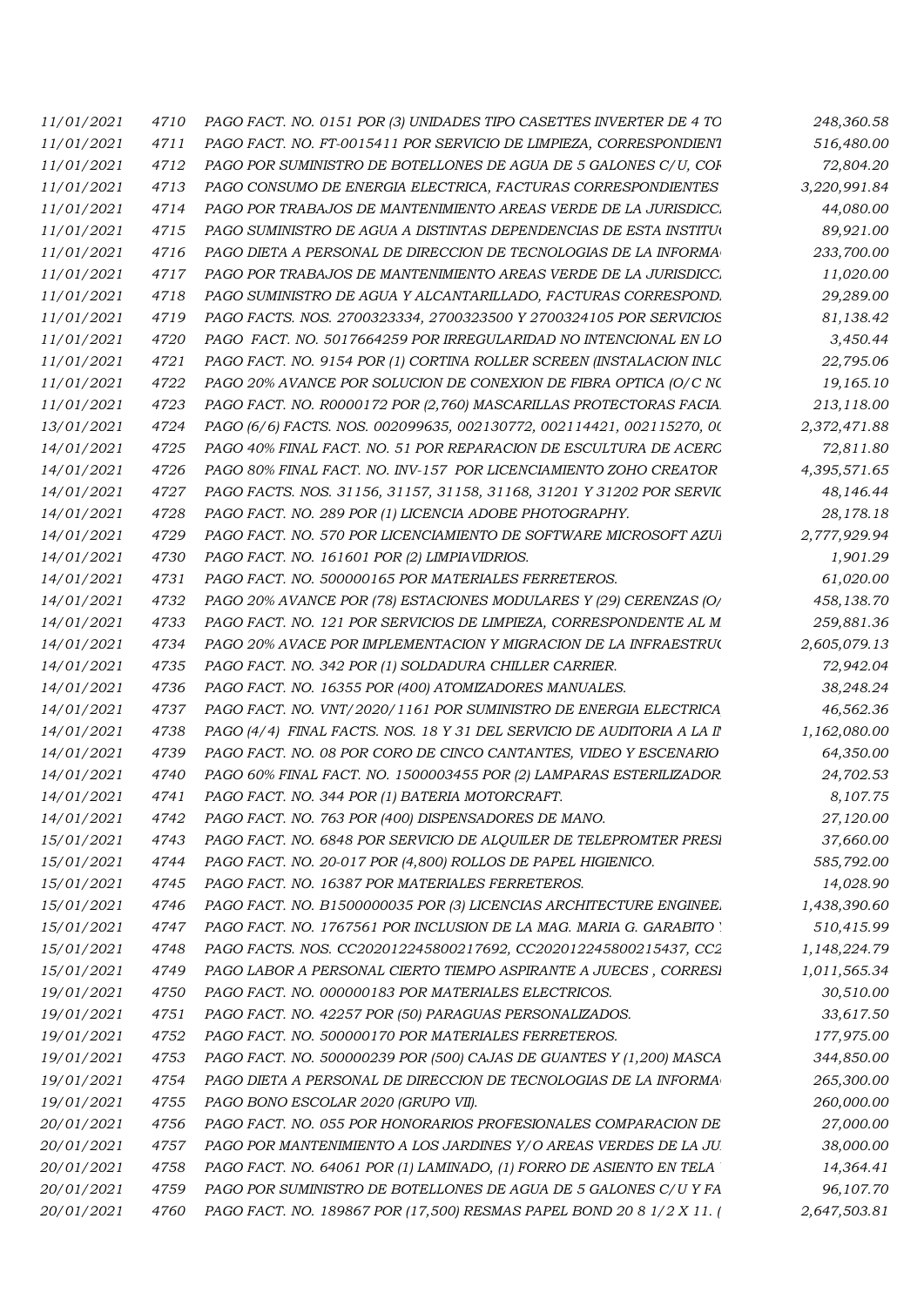| | | | |
|---|---|---|---|
| 11/01/2021 | 4710 | PAGO FACT. NO. 0151 POR (3) UNIDADES TIPO CASETTES INVERTER DE 4 TO | 248,360.58 |
| 11/01/2021 | 4711 | PAGO FACT. NO. FT-0015411 POR SERVICIO DE LIMPIEZA, CORRESPONDIENT | 516,480.00 |
| 11/01/2021 | 4712 | PAGO POR SUMINISTRO DE BOTELLONES DE AGUA DE 5 GALONES C/U, COR | 72,804.20 |
| 11/01/2021 | 4713 | PAGO CONSUMO DE ENERGIA ELECTRICA, FACTURAS CORRESPONDIENTES | 3,220,991.84 |
| 11/01/2021 | 4714 | PAGO POR TRABAJOS DE MANTENIMIENTO AREAS VERDE DE LA JURISDICC | 44,080.00 |
| 11/01/2021 | 4715 | PAGO SUMINISTRO DE AGUA A DISTINTAS DEPENDENCIAS DE ESTA INSTITU | 89,921.00 |
| 11/01/2021 | 4716 | PAGO DIETA A PERSONAL DE DIRECCION DE TECNOLOGIAS DE LA INFORMA | 233,700.00 |
| 11/01/2021 | 4717 | PAGO POR TRABAJOS DE MANTENIMIENTO AREAS VERDE DE LA JURISDICC | 11,020.00 |
| 11/01/2021 | 4718 | PAGO SUMINISTRO DE AGUA Y ALCANTARILLADO, FACTURAS CORRESPOND | 29,289.00 |
| 11/01/2021 | 4719 | PAGO FACTS. NOS. 2700323334, 2700323500 Y 2700324105 POR SERVICIOS | 81,138.42 |
| 11/01/2021 | 4720 | PAGO FACT. NO. 5017664259 POR IRREGULARIDAD NO INTENCIONAL EN LO | 3,450.44 |
| 11/01/2021 | 4721 | PAGO FACT. NO. 9154 POR (1) CORTINA ROLLER SCREEN (INSTALACION INLC | 22,795.06 |
| 11/01/2021 | 4722 | PAGO 20% AVANCE POR SOLUCION DE CONEXION DE FIBRA OPTICA (O/C NC | 19,165.10 |
| 11/01/2021 | 4723 | PAGO FACT. NO. R0000172 POR (2,760) MASCARILLAS PROTECTORAS FACIA | 213,118.00 |
| 13/01/2021 | 4724 | PAGO (6/6) FACTS. NOS. 002099635, 002130772, 002114421, 002115270, 00 | 2,372,471.88 |
| 14/01/2021 | 4725 | PAGO 40% FINAL FACT. NO. 51 POR REPARACION DE ESCULTURA DE ACERC | 72,811.80 |
| 14/01/2021 | 4726 | PAGO 80% FINAL FACT. NO. INV-157 POR LICENCIAMIENTO ZOHO CREATOR | 4,395,571.65 |
| 14/01/2021 | 4727 | PAGO FACTS. NOS. 31156, 31157, 31158, 31168, 31201 Y 31202 POR SERVIC | 48,146.44 |
| 14/01/2021 | 4728 | PAGO FACT. NO. 289 POR (1) LICENCIA ADOBE PHOTOGRAPHY. | 28,178.18 |
| 14/01/2021 | 4729 | PAGO FACT. NO. 570 POR LICENCIAMIENTO DE SOFTWARE MICROSOFT AZU | 2,777,929.94 |
| 14/01/2021 | 4730 | PAGO FACT. NO. 161601 POR (2) LIMPIAVIDRIOS. | 1,901.29 |
| 14/01/2021 | 4731 | PAGO FACT. NO. 500000165 POR MATERIALES FERRETEROS. | 61,020.00 |
| 14/01/2021 | 4732 | PAGO 20% AVANCE POR (78) ESTACIONES MODULARES Y (29) CERENZAS (O/ | 458,138.70 |
| 14/01/2021 | 4733 | PAGO FACT. NO. 121 POR SERVICIOS DE LIMPIEZA, CORRESPONDENTE AL M | 259,881.36 |
| 14/01/2021 | 4734 | PAGO 20% AVACE POR IMPLEMENTACION Y MIGRACION DE LA INFRAESTRU | 2,605,079.13 |
| 14/01/2021 | 4735 | PAGO FACT. NO. 342 POR (1) SOLDADURA CHILLER CARRIER. | 72,942.04 |
| 14/01/2021 | 4736 | PAGO FACT. NO. 16355 POR (400) ATOMIZADORES MANUALES. | 38,248.24 |
| 14/01/2021 | 4737 | PAGO FACT. NO. VNT/2020/1161 POR SUMINISTRO DE ENERGIA ELECTRICA | 46,562.36 |
| 14/01/2021 | 4738 | PAGO (4/4) FINAL FACTS. NOS. 18 Y 31 DEL SERVICIO DE AUDITORIA A LA I | 1,162,080.00 |
| 14/01/2021 | 4739 | PAGO FACT. NO. 08 POR CORO DE CINCO CANTANTES, VIDEO Y ESCENARIO | 64,350.00 |
| 14/01/2021 | 4740 | PAGO 60% FINAL FACT. NO. 1500003455 POR (2) LAMPARAS ESTERILIZADOR | 24,702.53 |
| 14/01/2021 | 4741 | PAGO FACT. NO. 344 POR (1) BATERIA MOTORCRAFT. | 8,107.75 |
| 14/01/2021 | 4742 | PAGO FACT. NO. 763 POR (400) DISPENSADORES DE MANO. | 27,120.00 |
| 15/01/2021 | 4743 | PAGO FACT. NO. 6848 POR SERVICIO DE ALQUILER DE TELEPROMTER PRESI | 37,660.00 |
| 15/01/2021 | 4744 | PAGO FACT. NO. 20-017 POR (4,800) ROLLOS DE PAPEL HIGIENICO. | 585,792.00 |
| 15/01/2021 | 4745 | PAGO FACT. NO. 16387 POR MATERIALES FERRETEROS. | 14,028.90 |
| 15/01/2021 | 4746 | PAGO FACT. NO. B1500000035 POR (3) LICENCIAS ARCHITECTURE ENGINEE | 1,438,390.60 |
| 15/01/2021 | 4747 | PAGO FACT. NO. 1767561 POR INCLUSION DE LA MAG. MARIA G. GARABITO | 510,415.99 |
| 15/01/2021 | 4748 | PAGO FACTS. NOS. CC202012245800217692, CC202012245800215437, CC2 | 1,148,224.79 |
| 15/01/2021 | 4749 | PAGO LABOR A PERSONAL CIERTO TIEMPO ASPIRANTE A JUECES , CORRES | 1,011,565.34 |
| 19/01/2021 | 4750 | PAGO FACT. NO. 000000183 POR MATERIALES ELECTRICOS. | 30,510.00 |
| 19/01/2021 | 4751 | PAGO FACT. NO. 42257 POR (50) PARAGUAS PERSONALIZADOS. | 33,617.50 |
| 19/01/2021 | 4752 | PAGO FACT. NO. 500000170 POR MATERIALES FERRETEROS. | 177,975.00 |
| 19/01/2021 | 4753 | PAGO FACT. NO. 500000239 POR (500) CAJAS DE GUANTES Y (1,200) MASCA | 344,850.00 |
| 19/01/2021 | 4754 | PAGO DIETA A PERSONAL DE DIRECCION DE TECNOLOGIAS DE LA INFORMA | 265,300.00 |
| 19/01/2021 | 4755 | PAGO BONO ESCOLAR 2020 (GRUPO VII). | 260,000.00 |
| 20/01/2021 | 4756 | PAGO FACT. NO. 055 POR HONORARIOS PROFESIONALES COMPARACION DE | 27,000.00 |
| 20/01/2021 | 4757 | PAGO POR MANTENIMIENTO A LOS JARDINES Y/O AREAS VERDES DE LA JU | 38,000.00 |
| 20/01/2021 | 4758 | PAGO FACT. NO. 64061 POR (1) LAMINADO, (1) FORRO DE ASIENTO EN TELA | 14,364.41 |
| 20/01/2021 | 4759 | PAGO POR SUMINISTRO DE BOTELLONES DE AGUA DE 5 GALONES C/U Y FA | 96,107.70 |
| 20/01/2021 | 4760 | PAGO FACT. NO. 189867 POR (17,500) RESMAS PAPEL BOND 20 8 1/2 X 11. ( | 2,647,503.81 |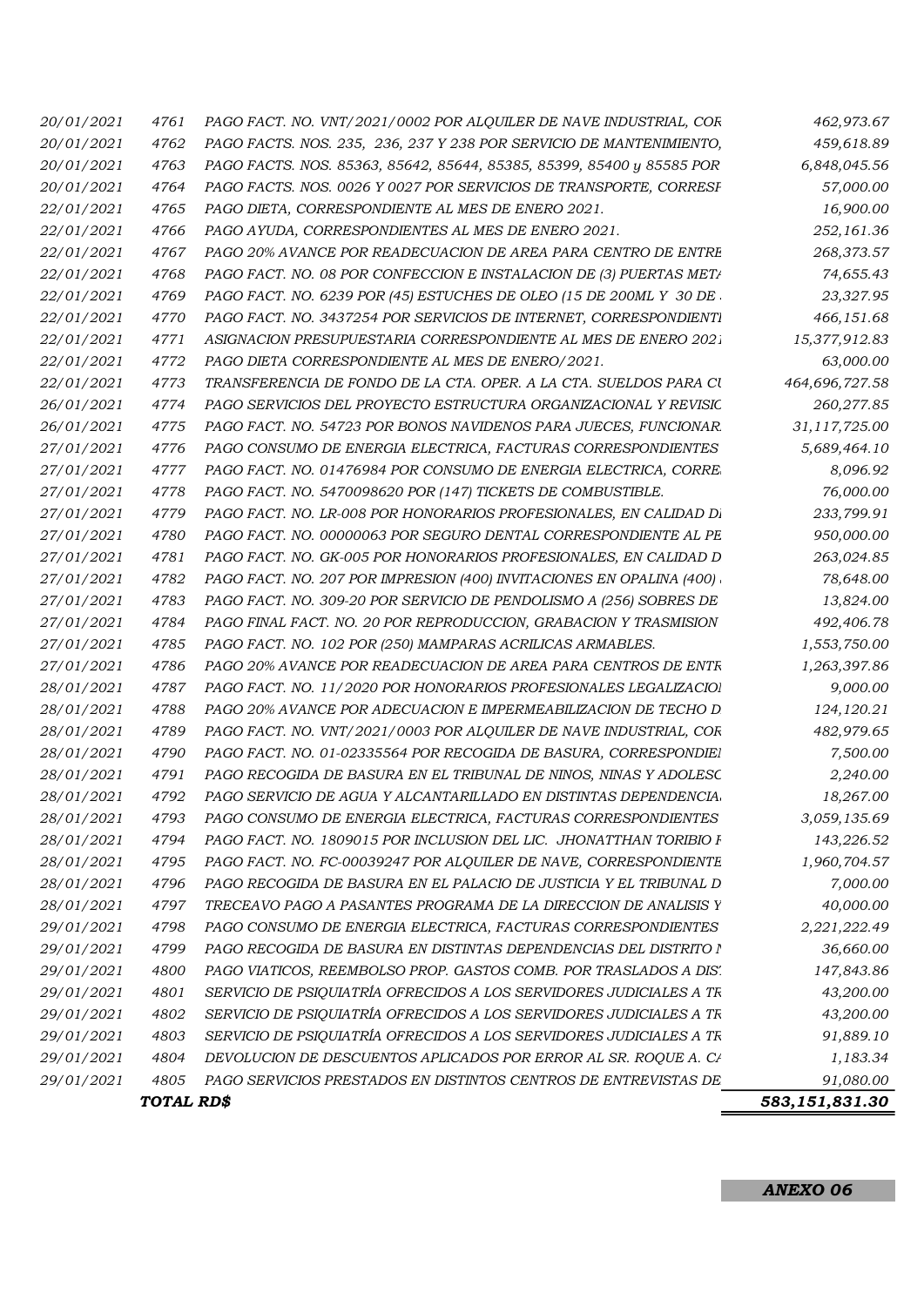| | | | |
|---|---|---|---|
| 20/01/2021 | 4761 | PAGO FACT. NO. VNT/2021/0002 POR ALQUILER DE NAVE INDUSTRIAL, COR | 462,973.67 |
| 20/01/2021 | 4762 | PAGO FACTS. NOS. 235, 236, 237 Y 238 POR SERVICIO DE MANTENIMIENTO, | 459,618.89 |
| 20/01/2021 | 4763 | PAGO FACTS. NOS. 85363, 85642, 85644, 85385, 85399, 85400 y 85585 POR | 6,848,045.56 |
| 20/01/2021 | 4764 | PAGO FACTS. NOS. 0026 Y 0027 POR SERVICIOS DE TRANSPORTE, CORRESP | 57,000.00 |
| 22/01/2021 | 4765 | PAGO DIETA, CORRESPONDIENTE AL MES DE ENERO 2021. | 16,900.00 |
| 22/01/2021 | 4766 | PAGO AYUDA, CORRESPONDIENTES AL MES DE ENERO 2021. | 252,161.36 |
| 22/01/2021 | 4767 | PAGO 20% AVANCE POR READECUACION DE AREA PARA CENTRO DE ENTRE | 268,373.57 |
| 22/01/2021 | 4768 | PAGO FACT. NO. 08 POR CONFECCION E INSTALACION DE (3) PUERTAS META | 74,655.43 |
| 22/01/2021 | 4769 | PAGO FACT. NO. 6239 POR (45) ESTUCHES DE OLEO (15 DE 200ML Y 30 DE | 23,327.95 |
| 22/01/2021 | 4770 | PAGO FACT. NO. 3437254 POR SERVICIOS DE INTERNET, CORRESPONDIENTI | 466,151.68 |
| 22/01/2021 | 4771 | ASIGNACION PRESUPUESTARIA CORRESPONDIENTE AL MES DE ENERO 2021 | 15,377,912.83 |
| 22/01/2021 | 4772 | PAGO DIETA CORRESPONDIENTE AL MES DE ENERO/2021. | 63,000.00 |
| 22/01/2021 | 4773 | TRANSFERENCIA DE FONDO DE LA CTA. OPER. A LA CTA. SUELDOS PARA CU | 464,696,727.58 |
| 26/01/2021 | 4774 | PAGO SERVICIOS DEL PROYECTO ESTRUCTURA ORGANIZACIONAL Y REVISIC | 260,277.85 |
| 26/01/2021 | 4775 | PAGO FACT. NO. 54723 POR BONOS NAVIDENOS PARA JUECES, FUNCIONAR | 31,117,725.00 |
| 27/01/2021 | 4776 | PAGO CONSUMO DE ENERGIA ELECTRICA, FACTURAS CORRESPONDIENTES | 5,689,464.10 |
| 27/01/2021 | 4777 | PAGO FACT. NO. 01476984 POR CONSUMO DE ENERGIA ELECTRICA, CORRE | 8,096.92 |
| 27/01/2021 | 4778 | PAGO FACT. NO. 5470098620 POR (147) TICKETS DE COMBUSTIBLE. | 76,000.00 |
| 27/01/2021 | 4779 | PAGO FACT. NO. LR-008 POR HONORARIOS PROFESIONALES, EN CALIDAD DI | 233,799.91 |
| 27/01/2021 | 4780 | PAGO FACT. NO. 00000063 POR SEGURO DENTAL CORRESPONDIENTE AL PE | 950,000.00 |
| 27/01/2021 | 4781 | PAGO FACT. NO. GK-005 POR HONORARIOS PROFESIONALES, EN CALIDAD D | 263,024.85 |
| 27/01/2021 | 4782 | PAGO FACT. NO. 207 POR IMPRESION (400) INVITACIONES EN OPALINA (400) | 78,648.00 |
| 27/01/2021 | 4783 | PAGO FACT. NO. 309-20 POR SERVICIO DE PENDOLISMO A (256) SOBRES DE | 13,824.00 |
| 27/01/2021 | 4784 | PAGO FINAL FACT. NO. 20 POR REPRODUCCION, GRABACION Y TRASMISION | 492,406.78 |
| 27/01/2021 | 4785 | PAGO FACT. NO. 102 POR (250) MAMPARAS ACRILICAS ARMABLES. | 1,553,750.00 |
| 27/01/2021 | 4786 | PAGO 20% AVANCE POR READECUACION DE AREA PARA CENTROS DE ENTR | 1,263,397.86 |
| 28/01/2021 | 4787 | PAGO FACT. NO. 11/2020 POR HONORARIOS PROFESIONALES LEGALIZACIOI | 9,000.00 |
| 28/01/2021 | 4788 | PAGO 20% AVANCE POR ADECUACION E IMPERMEABILIZACION DE TECHO D | 124,120.21 |
| 28/01/2021 | 4789 | PAGO FACT. NO. VNT/2021/0003 POR ALQUILER DE NAVE INDUSTRIAL, COR | 482,979.65 |
| 28/01/2021 | 4790 | PAGO FACT. NO. 01-02335564 POR RECOGIDA DE BASURA, CORRESPONDIEI | 7,500.00 |
| 28/01/2021 | 4791 | PAGO RECOGIDA DE BASURA EN EL TRIBUNAL DE NINOS, NINAS Y ADOLESC | 2,240.00 |
| 28/01/2021 | 4792 | PAGO SERVICIO DE AGUA Y ALCANTARILLADO EN DISTINTAS DEPENDENCIA | 18,267.00 |
| 28/01/2021 | 4793 | PAGO CONSUMO DE ENERGIA ELECTRICA, FACTURAS CORRESPONDIENTES | 3,059,135.69 |
| 28/01/2021 | 4794 | PAGO FACT. NO. 1809015 POR INCLUSION DEL LIC. JHONATTHAN TORIBIO F | 143,226.52 |
| 28/01/2021 | 4795 | PAGO FACT. NO. FC-00039247 POR ALQUILER DE NAVE, CORRESPONDIENTE | 1,960,704.57 |
| 28/01/2021 | 4796 | PAGO RECOGIDA DE BASURA EN EL PALACIO DE JUSTICIA Y EL TRIBUNAL D | 7,000.00 |
| 28/01/2021 | 4797 | TRECEAVO PAGO A PASANTES PROGRAMA DE LA DIRECCION DE ANALISIS Y | 40,000.00 |
| 29/01/2021 | 4798 | PAGO CONSUMO DE ENERGIA ELECTRICA, FACTURAS CORRESPONDIENTES | 2,221,222.49 |
| 29/01/2021 | 4799 | PAGO RECOGIDA DE BASURA EN DISTINTAS DEPENDENCIAS DEL DISTRITO N | 36,660.00 |
| 29/01/2021 | 4800 | PAGO VIATICOS, REEMBOLSO PROP. GASTOS COMB. POR TRASLADOS A DIS | 147,843.86 |
| 29/01/2021 | 4801 | SERVICIO DE PSIQUIATRÍA OFRECIDOS A LOS SERVIDORES JUDICIALES A TR | 43,200.00 |
| 29/01/2021 | 4802 | SERVICIO DE PSIQUIATRÍA OFRECIDOS A LOS SERVIDORES JUDICIALES A TR | 43,200.00 |
| 29/01/2021 | 4803 | SERVICIO DE PSIQUIATRÍA OFRECIDOS A LOS SERVIDORES JUDICIALES A TR | 91,889.10 |
| 29/01/2021 | 4804 | DEVOLUCION DE DESCUENTOS APLICADOS POR ERROR AL SR. ROQUE A. CA | 1,183.34 |
| 29/01/2021 | 4805 | PAGO SERVICIOS PRESTADOS EN DISTINTOS CENTROS DE ENTREVISTAS DE | 91,080.00 |
| | **TOTAL RD$** | | **583,151,831.30** |

**ANEXO 06**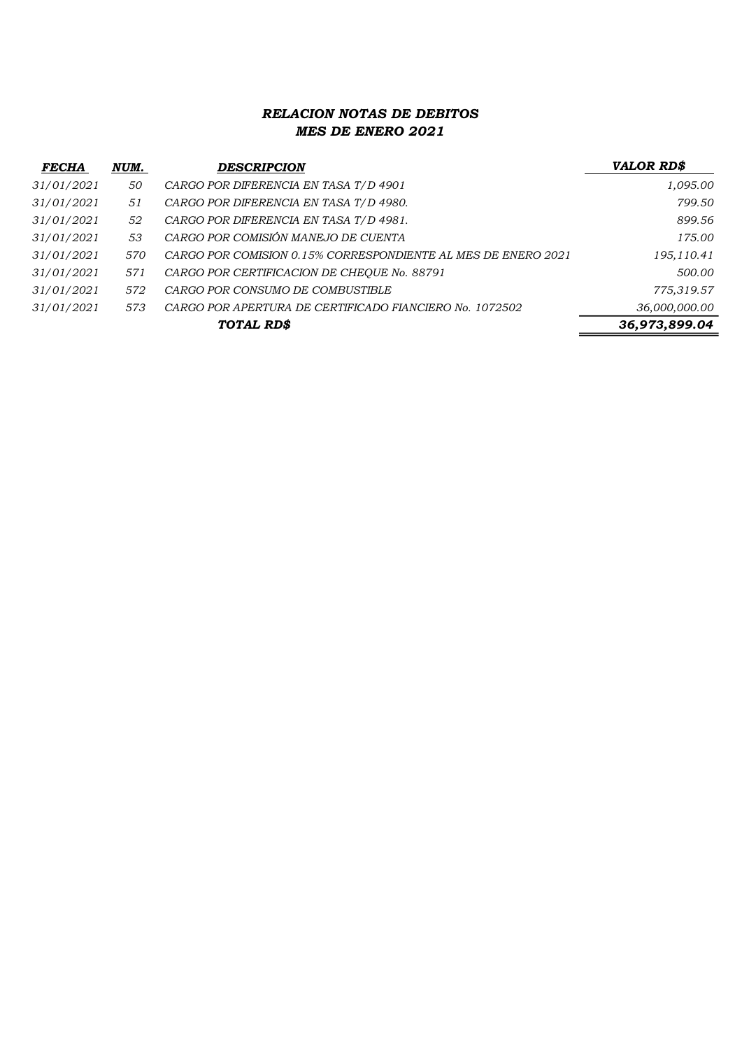# *RELACION NOTAS DE DEBITOS*
# *MES DE ENERO 2021*

| ***FECHA*** | ***NUM.*** | ***DESCRIPCION*** | ***VALOR RD$*** |
|---|---|---|---|
| *31/01/2021* | *50* | *CARGO POR DIFERENCIA EN TASA T/D 4901* | *1,095.00* |
| *31/01/2021* | *51* | *CARGO POR DIFERENCIA EN TASA T/D 4980.* | *799.50* |
| *31/01/2021* | *52* | *CARGO POR DIFERENCIA EN TASA T/D 4981.* | *899.56* |
| *31/01/2021* | *53* | *CARGO POR COMISIÓN MANEJO DE CUENTA* | *175.00* |
| *31/01/2021* | *570* | *CARGO POR COMISION 0.15% CORRESPONDIENTE AL MES DE ENERO 2021* | *195,110.41* |
| *31/01/2021* | *571* | *CARGO POR CERTIFICACION DE CHEQUE No. 88791* | *500.00* |
| *31/01/2021* | *572* | *CARGO POR CONSUMO DE COMBUSTIBLE* | *775,319.57* |
| *31/01/2021* | *573* | *CARGO POR APERTURA DE CERTIFICADO FIANCIERO No. 1072502* | *36,000,000.00* |
| | | ***TOTAL RD$*** | ***36,973,899.04*** |